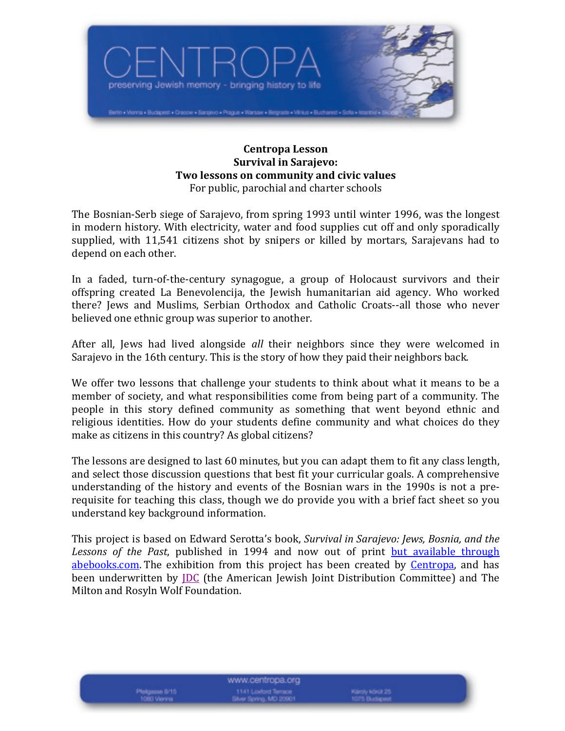**Centropa Lesson**
**Survival in Sarajevo:**
**Two lessons on community and civic values**
For public, parochial and charter schools

The Bosnian-Serb siege of Sarajevo, from spring 1993 until winter 1996, was the longest in modern history. With electricity, water and food supplies cut off and only sporadically supplied, with 11,541 citizens shot by snipers or killed by mortars, Sarajevans had to depend on each other.

In a faded, turn-of-the-century synagogue, a group of Holocaust survivors and their offspring created La Benevolencija, the Jewish humanitarian aid agency. Who worked there? Jews and Muslims, Serbian Orthodox and Catholic Croats--all those who never believed one ethnic group was superior to another.

After all, Jews had lived alongside *all* their neighbors since they were welcomed in Sarajevo in the 16th century. This is the story of how they paid their neighbors back.

We offer two lessons that challenge your students to think about what it means to be a member of society, and what responsibilities come from being part of a community. The people in this story defined community as something that went beyond ethnic and religious identities. How do your students define community and what choices do they make as citizens in this country? As global citizens?

The lessons are designed to last 60 minutes, but you can adapt them to fit any class length, and select those discussion questions that best fit your curricular goals. A comprehensive understanding of the history and events of the Bosnian wars in the 1990s is not a pre-requisite for teaching this class, though we do provide you with a brief fact sheet so you understand key background information.

This project is based on Edward Serotta's book, *Survival in Sarajevo: Jews, Bosnia, and the Lessons of the Past*, published in 1994 and now out of print but available through abebooks.com. The exhibition from this project has been created by Centropa, and has been underwritten by JDC (the American Jewish Joint Distribution Committee) and The Milton and Rosyln Wolf Foundation.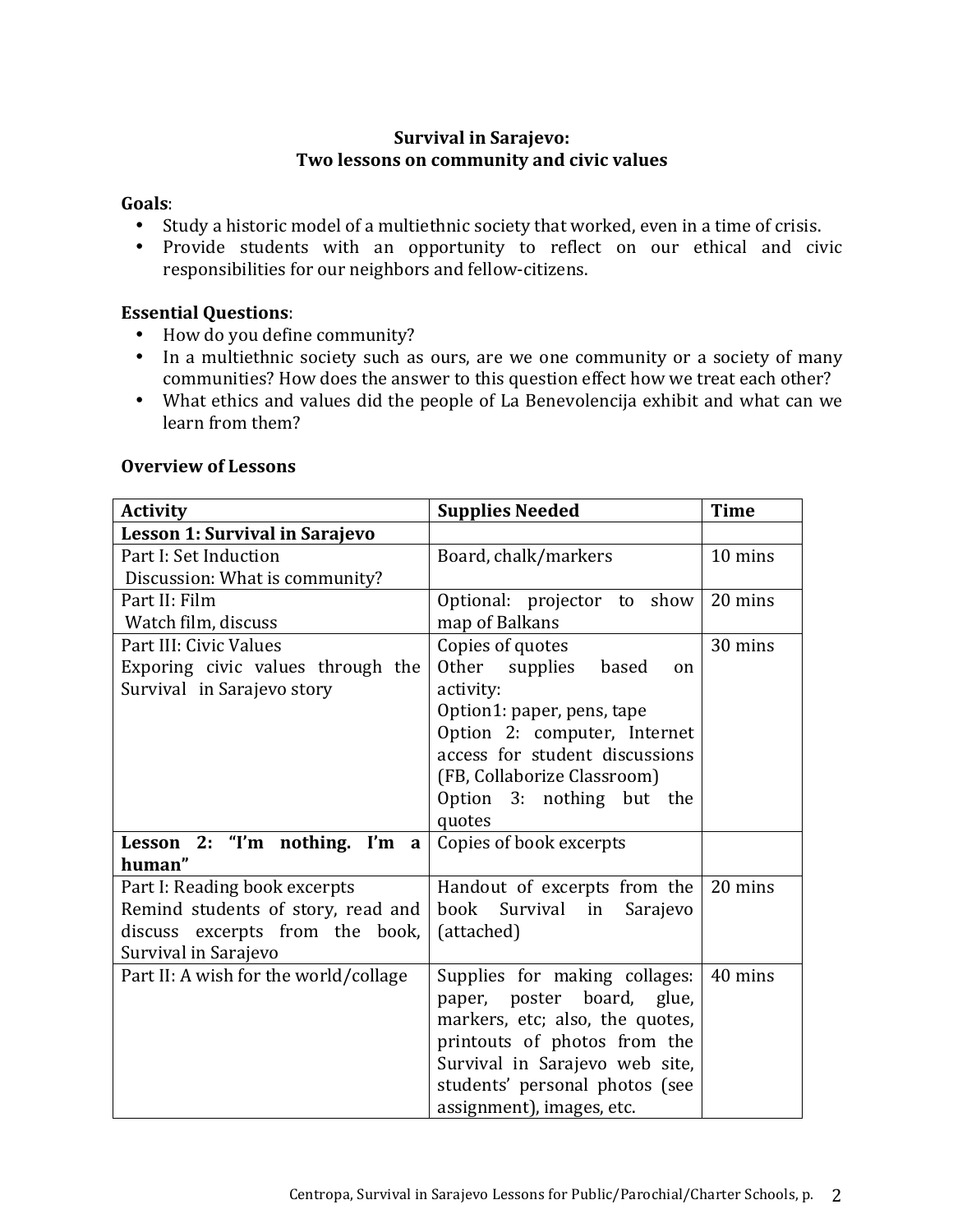**Survival in Sarajevo:**
**Two lessons on community and civic values**

**Goals**:

- Study a historic model of a multiethnic society that worked, even in a time of crisis.
- Provide students with an opportunity to reflect on our ethical and civic responsibilities for our neighbors and fellow-citizens.

**Essential Questions**:

- How do you define community?
- In a multiethnic society such as ours, are we one community or a society of many communities? How does the answer to this question effect how we treat each other?
- What ethics and values did the people of La Benevolencija exhibit and what can we learn from them?

**Overview of Lessons**

| **Activity** | **Supplies Needed** | **Time** |
|---|---|---|
| **Lesson 1: Survival in Sarajevo** | | |
| Part I: Set Induction<br>Discussion: What is community? | Board, chalk/markers | 10 mins |
| Part II: Film<br>Watch film, discuss | Optional: projector to show map of Balkans | 20 mins |
| Part III: Civic Values<br>Exporing civic values through the Survival in Sarajevo story | Copies of quotes<br>Other supplies based on activity:<br>Option1: paper, pens, tape<br>Option 2: computer, Internet access for student discussions (FB, Collaborize Classroom)<br>Option 3: nothing but the quotes | 30 mins |
| **Lesson 2: "I'm nothing. I'm a human"** | Copies of book excerpts | |
| Part I: Reading book excerpts<br>Remind students of story, read and discuss excerpts from the book, Survival in Sarajevo | Handout of excerpts from the book Survival in Sarajevo (attached) | 20 mins |
| Part II: A wish for the world/collage | Supplies for making collages: paper, poster board, glue, markers, etc; also, the quotes, printouts of photos from the Survival in Sarajevo web site, students' personal photos (see assignment), images, etc. | 40 mins |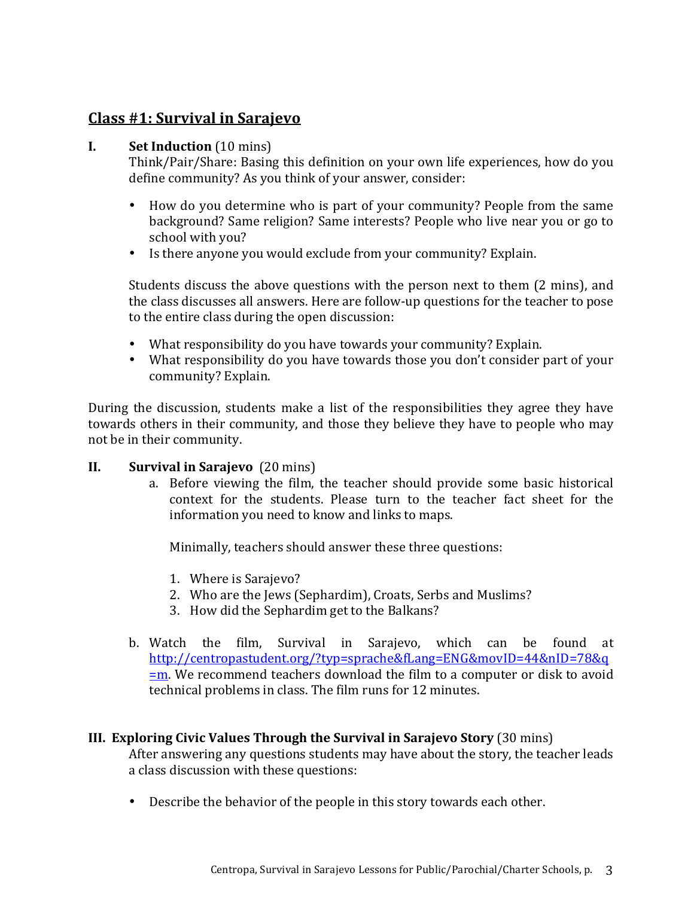## Class #1: Survival in Sarajevo

**I. Set Induction** (10 mins)

Think/Pair/Share: Basing this definition on your own life experiences, how do you define community? As you think of your answer, consider:

- How do you determine who is part of your community? People from the same background? Same religion? Same interests? People who live near you or go to school with you?
- Is there anyone you would exclude from your community? Explain.

Students discuss the above questions with the person next to them (2 mins), and the class discusses all answers. Here are follow-up questions for the teacher to pose to the entire class during the open discussion:

- What responsibility do you have towards your community? Explain.
- What responsibility do you have towards those you don't consider part of your community? Explain.

During the discussion, students make a list of the responsibilities they agree they have towards others in their community, and those they believe they have to people who may not be in their community.

**II. Survival in Sarajevo** (20 mins)

a. Before viewing the film, the teacher should provide some basic historical context for the students. Please turn to the teacher fact sheet for the information you need to know and links to maps.

   Minimally, teachers should answer these three questions:

   1. Where is Sarajevo?
   2. Who are the Jews (Sephardim), Croats, Serbs and Muslims?
   3. How did the Sephardim get to the Balkans?

b. Watch the film, Survival in Sarajevo, which can be found at [http://centropastudent.org/?typ=sprache&fLang=ENG&movID=44&nID=78&q=m](http://centropastudent.org/?typ=sprache&fLang=ENG&movID=44&nID=78&q=m). We recommend teachers download the film to a computer or disk to avoid technical problems in class. The film runs for 12 minutes.

**III. Exploring Civic Values Through the Survival in Sarajevo Story** (30 mins)

After answering any questions students may have about the story, the teacher leads a class discussion with these questions:

- Describe the behavior of the people in this story towards each other.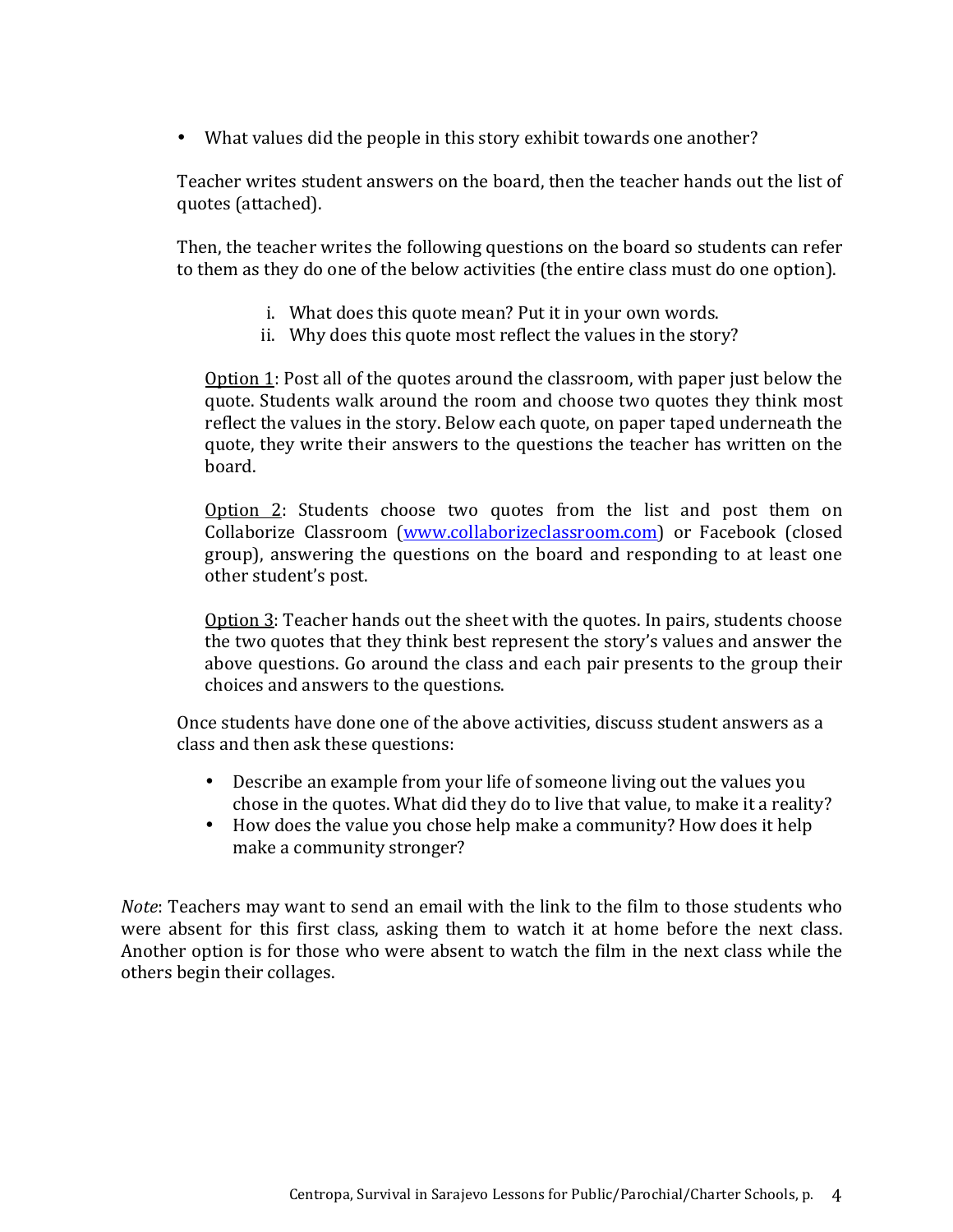- What values did the people in this story exhibit towards one another?

Teacher writes student answers on the board, then the teacher hands out the list of quotes (attached).

Then, the teacher writes the following questions on the board so students can refer to them as they do one of the below activities (the entire class must do one option).

i. What does this quote mean? Put it in your own words.
ii. Why does this quote most reflect the values in the story?

<u>Option 1</u>: Post all of the quotes around the classroom, with paper just below the quote. Students walk around the room and choose two quotes they think most reflect the values in the story. Below each quote, on paper taped underneath the quote, they write their answers to the questions the teacher has written on the board.

<u>Option 2</u>: Students choose two quotes from the list and post them on Collaborize Classroom ([www.collaborizeclassroom.com](http://www.collaborizeclassroom.com)) or Facebook (closed group), answering the questions on the board and responding to at least one other student's post.

<u>Option 3</u>: Teacher hands out the sheet with the quotes. In pairs, students choose the two quotes that they think best represent the story's values and answer the above questions. Go around the class and each pair presents to the group their choices and answers to the questions.

Once students have done one of the above activities, discuss student answers as a class and then ask these questions:

- Describe an example from your life of someone living out the values you chose in the quotes. What did they do to live that value, to make it a reality?
- How does the value you chose help make a community? How does it help make a community stronger?

*Note*: Teachers may want to send an email with the link to the film to those students who were absent for this first class, asking them to watch it at home before the next class. Another option is for those who were absent to watch the film in the next class while the others begin their collages.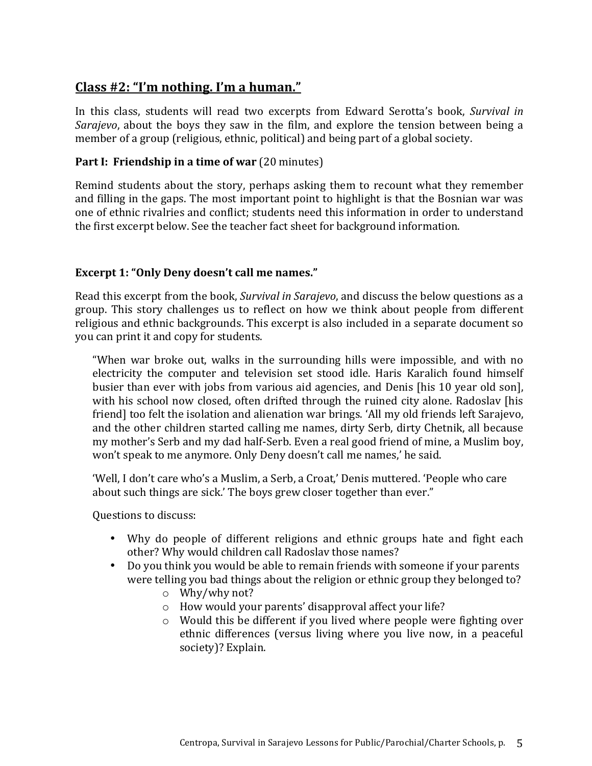## Class #2: "I'm nothing. I'm a human."

In this class, students will read two excerpts from Edward Serotta's book, *Survival in Sarajevo*, about the boys they saw in the film, and explore the tension between being a member of a group (religious, ethnic, political) and being part of a global society.

**Part I: Friendship in a time of war** (20 minutes)

Remind students about the story, perhaps asking them to recount what they remember and filling in the gaps. The most important point to highlight is that the Bosnian war was one of ethnic rivalries and conflict; students need this information in order to understand the first excerpt below. See the teacher fact sheet for background information.

**Excerpt 1: "Only Deny doesn't call me names."**

Read this excerpt from the book, *Survival in Sarajevo*, and discuss the below questions as a group. This story challenges us to reflect on how we think about people from different religious and ethnic backgrounds. This excerpt is also included in a separate document so you can print it and copy for students.

> "When war broke out, walks in the surrounding hills were impossible, and with no electricity the computer and television set stood idle. Haris Karalich found himself busier than ever with jobs from various aid agencies, and Denis [his 10 year old son], with his school now closed, often drifted through the ruined city alone. Radoslav [his friend] too felt the isolation and alienation war brings. 'All my old friends left Sarajevo, and the other children started calling me names, dirty Serb, dirty Chetnik, all because my mother's Serb and my dad half-Serb. Even a real good friend of mine, a Muslim boy, won't speak to me anymore. Only Deny doesn't call me names,' he said.
>
> 'Well, I don't care who's a Muslim, a Serb, a Croat,' Denis muttered. 'People who care about such things are sick.' The boys grew closer together than ever."

Questions to discuss:

- Why do people of different religions and ethnic groups hate and fight each other? Why would children call Radoslav those names?
- Do you think you would be able to remain friends with someone if your parents were telling you bad things about the religion or ethnic group they belonged to?
    - Why/why not?
    - How would your parents' disapproval affect your life?
    - Would this be different if you lived where people were fighting over ethnic differences (versus living where you live now, in a peaceful society)? Explain.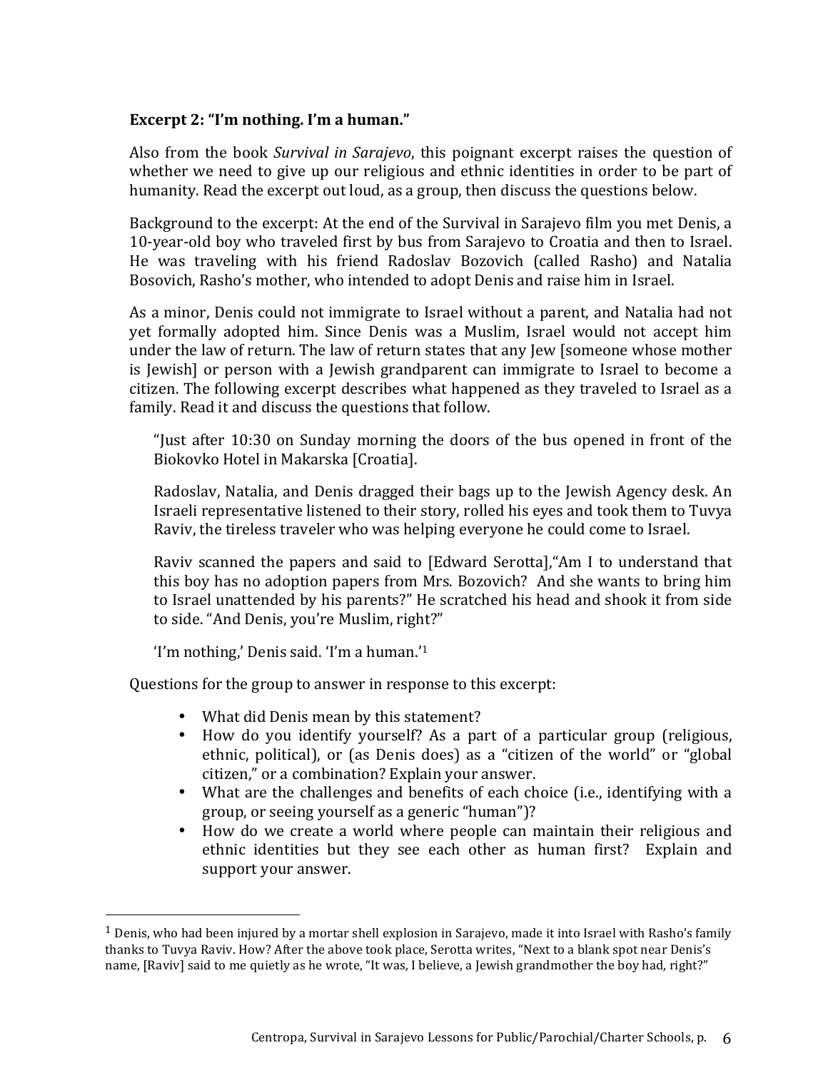**Excerpt 2: "I'm nothing. I'm a human."**

Also from the book *Survival in Sarajevo*, this poignant excerpt raises the question of whether we need to give up our religious and ethnic identities in order to be part of humanity. Read the excerpt out loud, as a group, then discuss the questions below.

Background to the excerpt: At the end of the Survival in Sarajevo film you met Denis, a 10-year-old boy who traveled first by bus from Sarajevo to Croatia and then to Israel. He was traveling with his friend Radoslav Bozovich (called Rasho) and Natalia Bosovich, Rasho's mother, who intended to adopt Denis and raise him in Israel.

As a minor, Denis could not immigrate to Israel without a parent, and Natalia had not yet formally adopted him. Since Denis was a Muslim, Israel would not accept him under the law of return. The law of return states that any Jew [someone whose mother is Jewish] or person with a Jewish grandparent can immigrate to Israel to become a citizen. The following excerpt describes what happened as they traveled to Israel as a family. Read it and discuss the questions that follow.

> "Just after 10:30 on Sunday morning the doors of the bus opened in front of the Biokovko Hotel in Makarska [Croatia].
>
> Radoslav, Natalia, and Denis dragged their bags up to the Jewish Agency desk. An Israeli representative listened to their story, rolled his eyes and took them to Tuvya Raviv, the tireless traveler who was helping everyone he could come to Israel.
>
> Raviv scanned the papers and said to [Edward Serotta],"Am I to understand that this boy has no adoption papers from Mrs. Bozovich? And she wants to bring him to Israel unattended by his parents?" He scratched his head and shook it from side to side. "And Denis, you're Muslim, right?"
>
> 'I'm nothing,' Denis said. 'I'm a human.'[1]

Questions for the group to answer in response to this excerpt:

- What did Denis mean by this statement?
- How do you identify yourself? As a part of a particular group (religious, ethnic, political), or (as Denis does) as a "citizen of the world" or "global citizen," or a combination? Explain your answer.
- What are the challenges and benefits of each choice (i.e., identifying with a group, or seeing yourself as a generic "human")?
- How do we create a world where people can maintain their religious and ethnic identities but they see each other as human first? Explain and support your answer.

---

[1] Denis, who had been injured by a mortar shell explosion in Sarajevo, made it into Israel with Rasho's family thanks to Tuvya Raviv. How? After the above took place, Serotta writes, "Next to a blank spot near Denis's name, [Raviv] said to me quietly as he wrote, "It was, I believe, a Jewish grandmother the boy had, right?"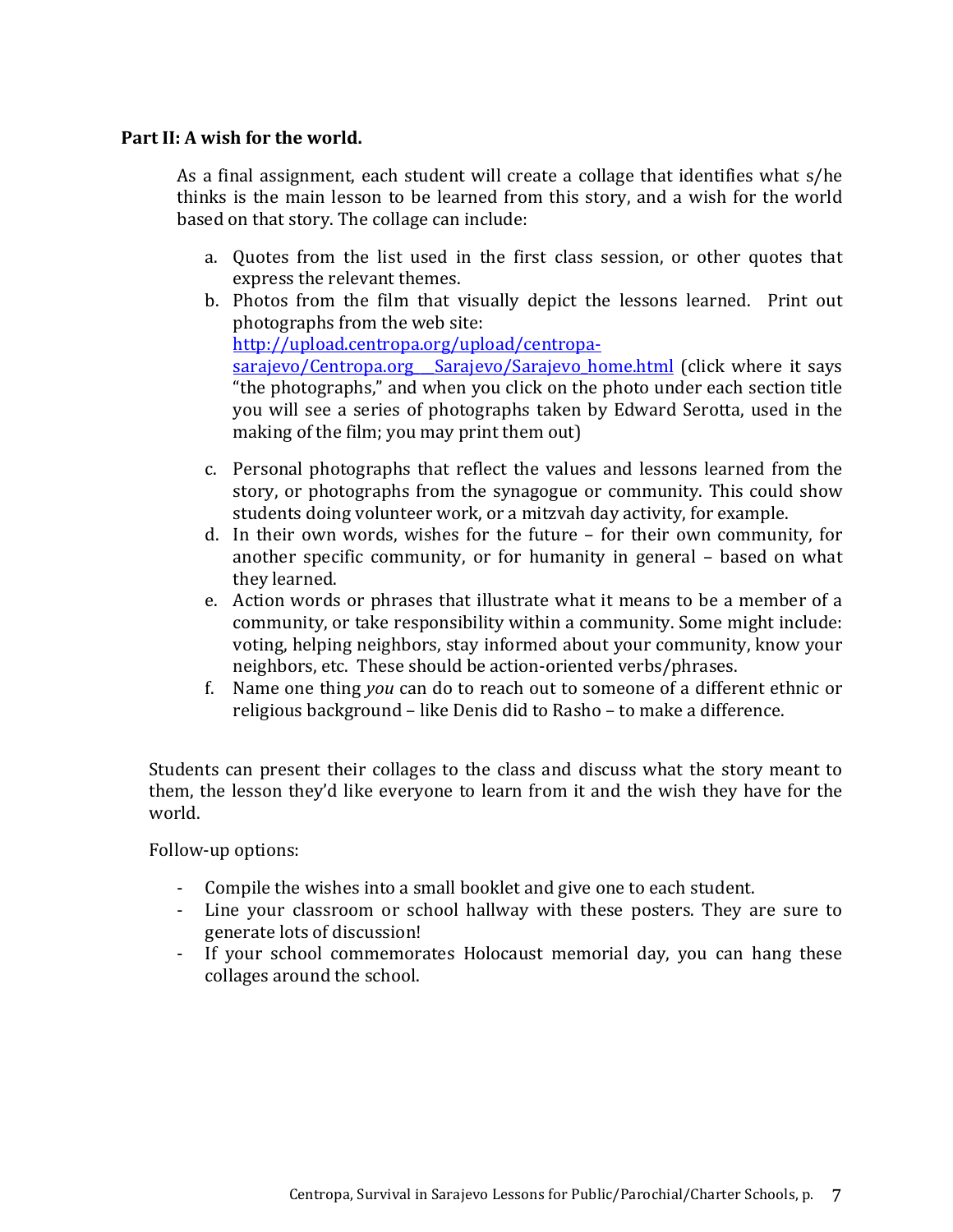**Part II: A wish for the world.**

As a final assignment, each student will create a collage that identifies what s/he thinks is the main lesson to be learned from this story, and a wish for the world based on that story. The collage can include:

a. Quotes from the list used in the first class session, or other quotes that express the relevant themes.
b. Photos from the film that visually depict the lessons learned. Print out photographs from the web site: [http://upload.centropa.org/upload/centropa-sarajevo/Centropa.org___Sarajevo/Sarajevo_home.html](http://upload.centropa.org/upload/centropa-sarajevo/Centropa.org___Sarajevo/Sarajevo_home.html) (click where it says "the photographs," and when you click on the photo under each section title you will see a series of photographs taken by Edward Serotta, used in the making of the film; you may print them out)
c. Personal photographs that reflect the values and lessons learned from the story, or photographs from the synagogue or community. This could show students doing volunteer work, or a mitzvah day activity, for example.
d. In their own words, wishes for the future – for their own community, for another specific community, or for humanity in general – based on what they learned.
e. Action words or phrases that illustrate what it means to be a member of a community, or take responsibility within a community. Some might include: voting, helping neighbors, stay informed about your community, know your neighbors, etc. These should be action-oriented verbs/phrases.
f. Name one thing *you* can do to reach out to someone of a different ethnic or religious background – like Denis did to Rasho – to make a difference.

Students can present their collages to the class and discuss what the story meant to them, the lesson they'd like everyone to learn from it and the wish they have for the world.

Follow-up options:

- Compile the wishes into a small booklet and give one to each student.
- Line your classroom or school hallway with these posters. They are sure to generate lots of discussion!
- If your school commemorates Holocaust memorial day, you can hang these collages around the school.